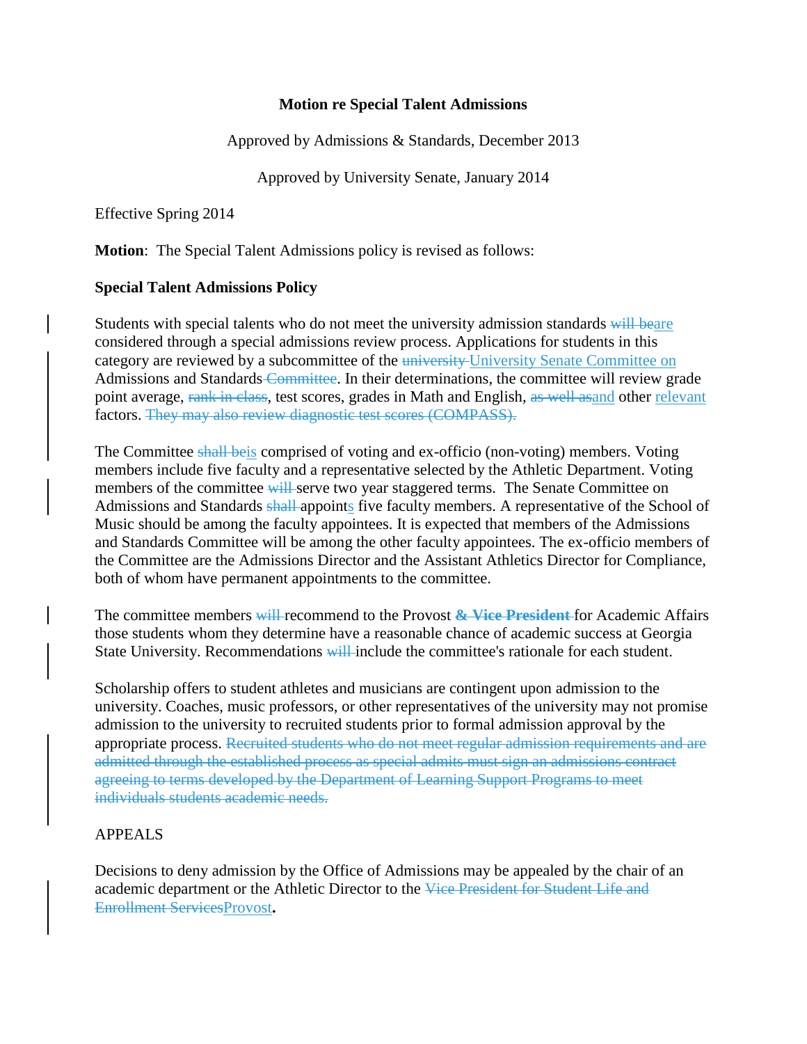**Motion re Special Talent Admissions**

Approved by Admissions & Standards, December 2013

Approved by University Senate, January 2014

Effective Spring 2014

**Motion**: The Special Talent Admissions policy is revised as follows:

**Special Talent Admissions Policy**

Students with special talents who do not meet the university admission standards ~~will be~~are considered through a special admissions review process. Applications for students in this category are reviewed by a subcommittee of the ~~university~~ University Senate Committee on Admissions and Standards ~~Committee~~. In their determinations, the committee will review grade point average, ~~rank in class~~, test scores, grades in Math and English, ~~as well as~~and other relevant factors. ~~They may also review diagnostic test scores (COMPASS).~~

The Committee ~~shall be~~is comprised of voting and ex-officio (non-voting) members. Voting members include five faculty and a representative selected by the Athletic Department. Voting members of the committee ~~will~~ serve two year staggered terms. The Senate Committee on Admissions and Standards ~~shall~~ appoints five faculty members. A representative of the School of Music should be among the faculty appointees. It is expected that members of the Admissions and Standards Committee will be among the other faculty appointees. The ex-officio members of the Committee are the Admissions Director and the Assistant Athletics Director for Compliance, both of whom have permanent appointments to the committee.

The committee members ~~will~~ recommend to the Provost ~~**& Vice President**~~ for Academic Affairs those students whom they determine have a reasonable chance of academic success at Georgia State University. Recommendations ~~will~~ include the committee's rationale for each student.

Scholarship offers to student athletes and musicians are contingent upon admission to the university. Coaches, music professors, or other representatives of the university may not promise admission to the university to recruited students prior to formal admission approval by the appropriate process. ~~Recruited students who do not meet regular admission requirements and are admitted through the established process as special admits must sign an admissions contract agreeing to terms developed by the Department of Learning Support Programs to meet individuals students academic needs.~~

APPEALS

Decisions to deny admission by the Office of Admissions may be appealed by the chair of an academic department or the Athletic Director to the ~~Vice President for Student Life and Enrollment Services~~Provost**.**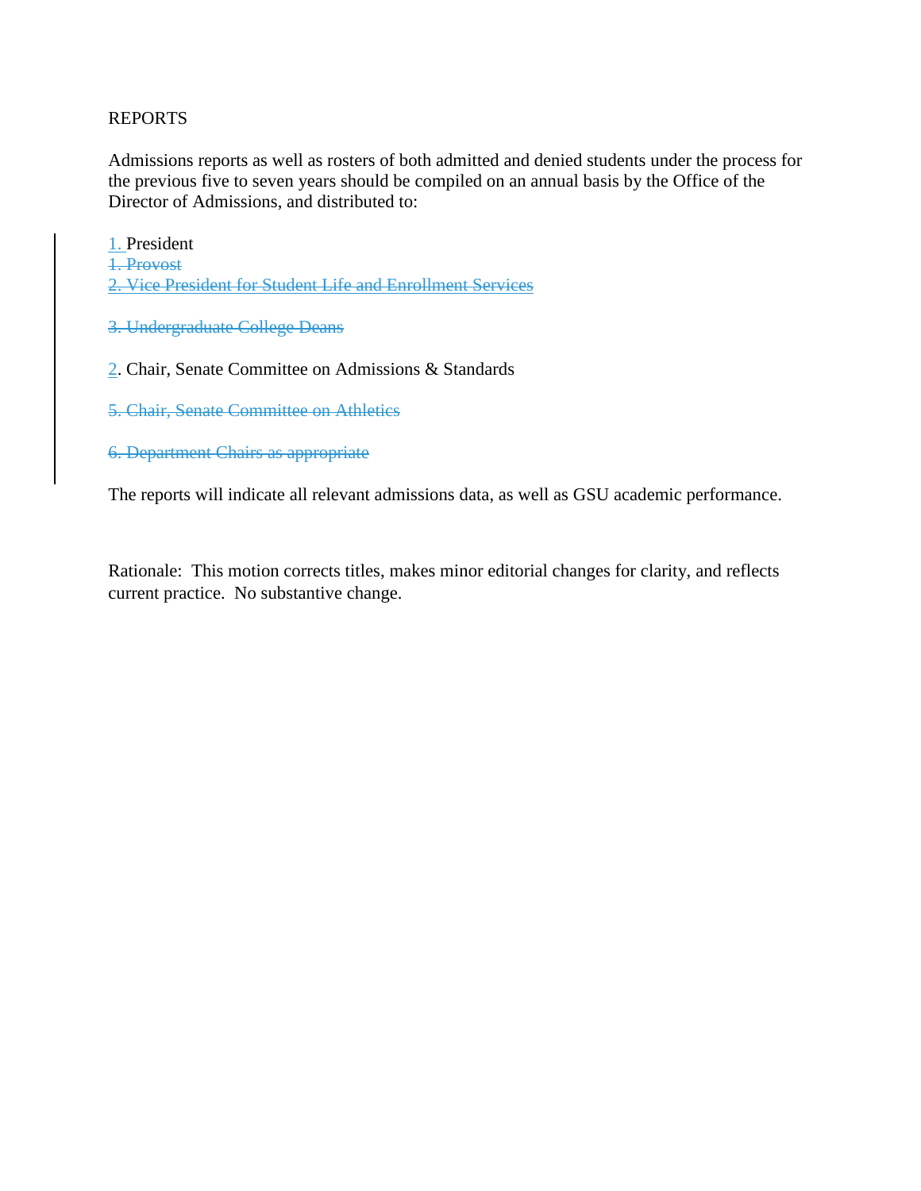REPORTS

Admissions reports as well as rosters of both admitted and denied students under the process for the previous five to seven years should be compiled on an annual basis by the Office of the Director of Admissions, and distributed to:

1. President
~~1. Provost~~
~~2. Vice President for Student Life and Enrollment Services~~

~~3. Undergraduate College Deans~~

2. Chair, Senate Committee on Admissions & Standards

~~5. Chair, Senate Committee on Athletics~~

~~6. Department Chairs as appropriate~~

The reports will indicate all relevant admissions data, as well as GSU academic performance.

Rationale: This motion corrects titles, makes minor editorial changes for clarity, and reflects current practice. No substantive change.